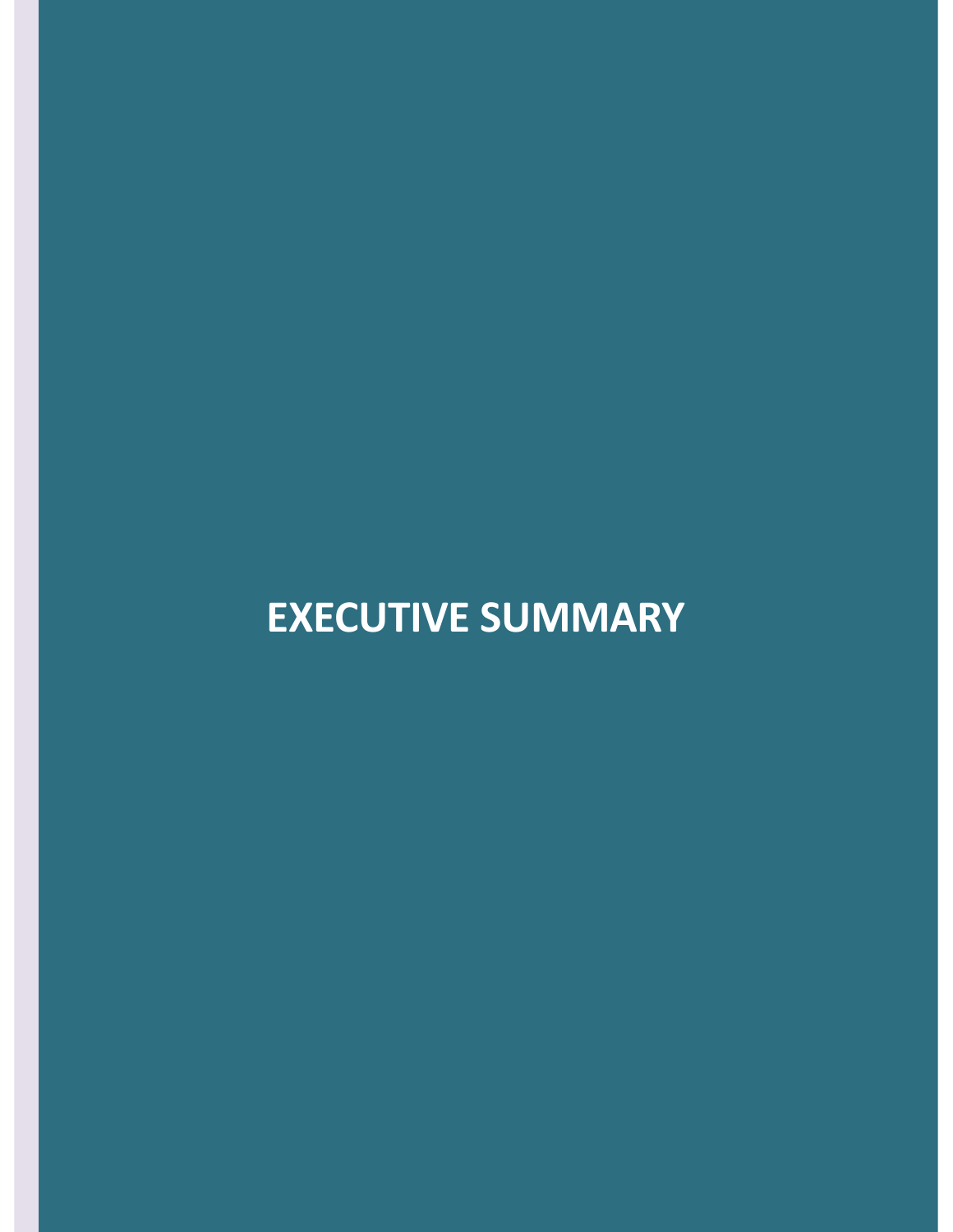# EXECUTIVE SUMMARY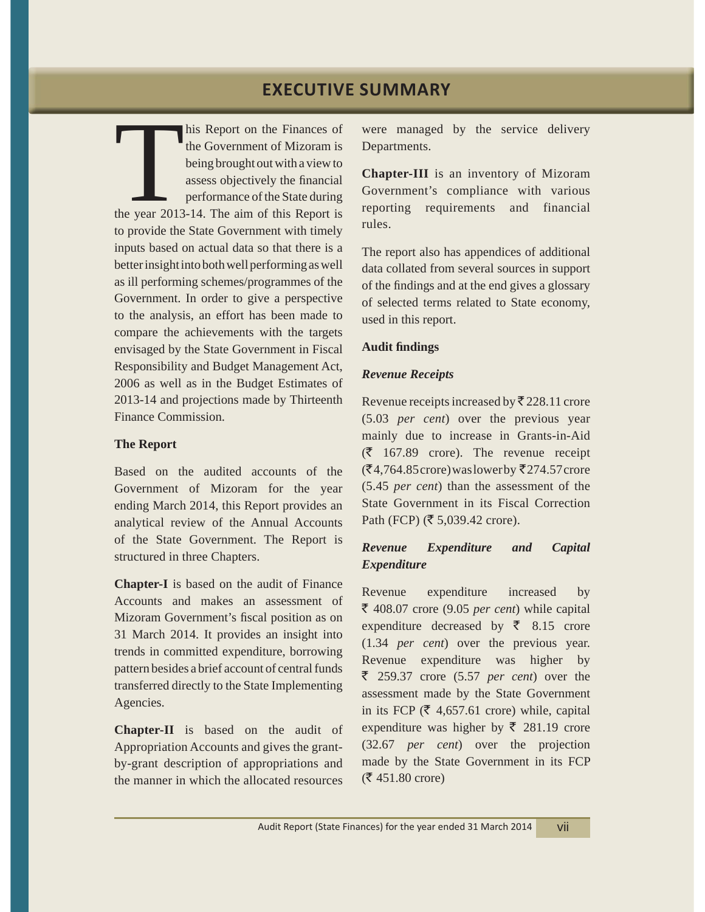# EXECUTIVE SUMMARY

This Report on the Finances of the Government of Mizoram is being brought out with a view to assess objectively the financial performance of the State during the year 2013-14. The aim of this Report is to provide the State Government with timely inputs based on actual data so that there is a better insight into both well performing as well as ill performing schemes/programmes of the Government. In order to give a perspective to the analysis, an effort has been made to compare the achievements with the targets envisaged by the State Government in Fiscal Responsibility and Budget Management Act, 2006 as well as in the Budget Estimates of 2013-14 and projections made by Thirteenth Finance Commission.

**The Report**

Based on the audited accounts of the Government of Mizoram for the year ending March 2014, this Report provides an analytical review of the Annual Accounts of the State Government. The Report is structured in three Chapters.

**Chapter-I** is based on the audit of Finance Accounts and makes an assessment of Mizoram Government's fiscal position as on 31 March 2014. It provides an insight into trends in committed expenditure, borrowing pattern besides a brief account of central funds transferred directly to the State Implementing Agencies.

**Chapter-II** is based on the audit of Appropriation Accounts and gives the grant-by-grant description of appropriations and the manner in which the allocated resources were managed by the service delivery Departments.

**Chapter-III** is an inventory of Mizoram Government's compliance with various reporting requirements and financial rules.

The report also has appendices of additional data collated from several sources in support of the findings and at the end gives a glossary of selected terms related to State economy, used in this report.

**Audit findings**

***Revenue Receipts***

Revenue receipts increased by ₹ 228.11 crore (5.03 *per cent*) over the previous year mainly due to increase in Grants-in-Aid (₹ 167.89 crore). The revenue receipt (₹ 4,764.85 crore) was lower by ₹ 274.57 crore (5.45 *per cent*) than the assessment of the State Government in its Fiscal Correction Path (FCP) (₹ 5,039.42 crore).

***Revenue Expenditure and Capital Expenditure***

Revenue expenditure increased by ₹ 408.07 crore (9.05 *per cent*) while capital expenditure decreased by ₹ 8.15 crore (1.34 *per cent*) over the previous year. Revenue expenditure was higher by ₹ 259.37 crore (5.57 *per cent*) over the assessment made by the State Government in its FCP (₹ 4,657.61 crore) while, capital expenditure was higher by ₹ 281.19 crore (32.67 *per cent*) over the projection made by the State Government in its FCP (₹ 451.80 crore)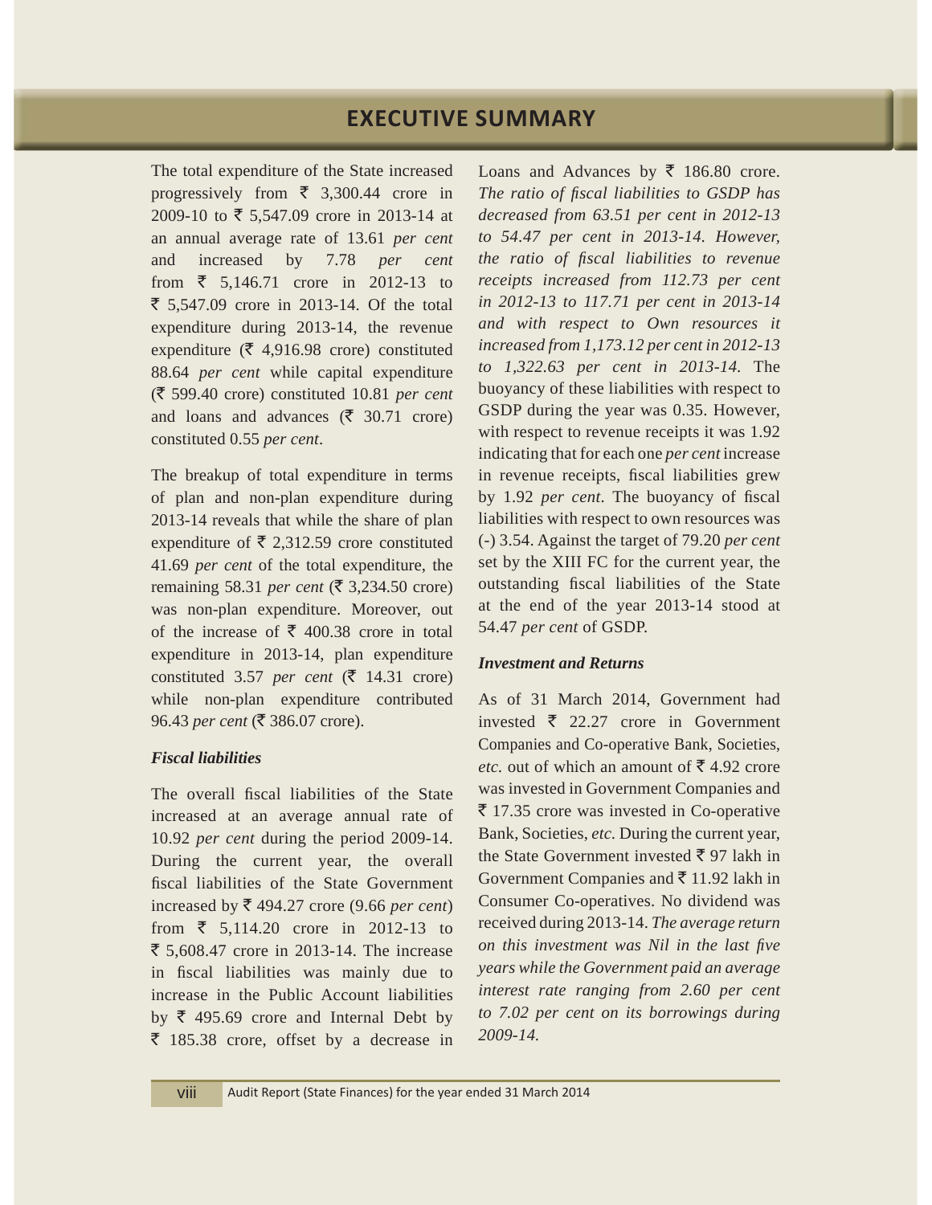# EXECUTIVE SUMMARY

The total expenditure of the State increased progressively from ₹ 3,300.44 crore in 2009-10 to ₹ 5,547.09 crore in 2013-14 at an annual average rate of 13.61 *per cent* and increased by 7.78 *per cent* from ₹ 5,146.71 crore in 2012-13 to ₹ 5,547.09 crore in 2013-14. Of the total expenditure during 2013-14, the revenue expenditure (₹ 4,916.98 crore) constituted 88.64 *per cent* while capital expenditure (₹ 599.40 crore) constituted 10.81 *per cent* and loans and advances (₹ 30.71 crore) constituted 0.55 *per cent*.

The breakup of total expenditure in terms of plan and non-plan expenditure during 2013-14 reveals that while the share of plan expenditure of ₹ 2,312.59 crore constituted 41.69 *per cent* of the total expenditure, the remaining 58.31 *per cent* (₹ 3,234.50 crore) was non-plan expenditure. Moreover, out of the increase of ₹ 400.38 crore in total expenditure in 2013-14, plan expenditure constituted 3.57 *per cent* (₹ 14.31 crore) while non-plan expenditure contributed 96.43 *per cent* (₹ 386.07 crore).

***Fiscal liabilities***

The overall fiscal liabilities of the State increased at an average annual rate of 10.92 *per cent* during the period 2009-14. During the current year, the overall fiscal liabilities of the State Government increased by ₹ 494.27 crore (9.66 *per cent*) from ₹ 5,114.20 crore in 2012-13 to ₹ 5,608.47 crore in 2013-14. The increase in fiscal liabilities was mainly due to increase in the Public Account liabilities by ₹ 495.69 crore and Internal Debt by ₹ 185.38 crore, offset by a decrease in Loans and Advances by ₹ 186.80 crore. *The ratio of fiscal liabilities to GSDP has decreased from 63.51 per cent in 2012-13 to 54.47 per cent in 2013-14. However, the ratio of fiscal liabilities to revenue receipts increased from 112.73 per cent in 2012-13 to 117.71 per cent in 2013-14 and with respect to Own resources it increased from 1,173.12 per cent in 2012-13 to 1,322.63 per cent in 2013-14.* The buoyancy of these liabilities with respect to GSDP during the year was 0.35. However, with respect to revenue receipts it was 1.92 indicating that for each one *per cent* increase in revenue receipts, fiscal liabilities grew by 1.92 *per cent*. The buoyancy of fiscal liabilities with respect to own resources was (-) 3.54. Against the target of 79.20 *per cent* set by the XIII FC for the current year, the outstanding fiscal liabilities of the State at the end of the year 2013-14 stood at 54.47 *per cent* of GSDP.

***Investment and Returns***

As of 31 March 2014, Government had invested ₹ 22.27 crore in Government Companies and Co-operative Bank, Societies, *etc.* out of which an amount of ₹ 4.92 crore was invested in Government Companies and ₹ 17.35 crore was invested in Co-operative Bank, Societies, *etc.* During the current year, the State Government invested ₹ 97 lakh in Government Companies and ₹ 11.92 lakh in Consumer Co-operatives. No dividend was received during 2013-14. *The average return on this investment was Nil in the last five years while the Government paid an average interest rate ranging from 2.60 per cent to 7.02 per cent on its borrowings during 2009-14.*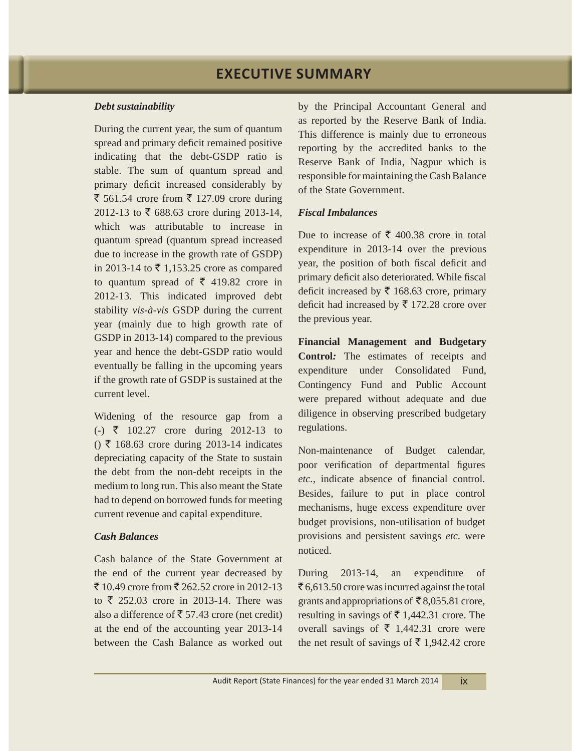# EXECUTIVE SUMMARY

***Debt sustainability***

During the current year, the sum of quantum spread and primary deficit remained positive indicating that the debt-GSDP ratio is stable. The sum of quantum spread and primary deficit increased considerably by ₹ 561.54 crore from ₹ 127.09 crore during 2012-13 to ₹ 688.63 crore during 2013-14, which was attributable to increase in quantum spread (quantum spread increased due to increase in the growth rate of GSDP) in 2013-14 to ₹ 1,153.25 crore as compared to quantum spread of ₹ 419.82 crore in 2012-13. This indicated improved debt stability *vis-à-vis* GSDP during the current year (mainly due to high growth rate of GSDP in 2013-14) compared to the previous year and hence the debt-GSDP ratio would eventually be falling in the upcoming years if the growth rate of GSDP is sustained at the current level.

Widening of the resource gap from a (-) ₹ 102.27 crore during 2012-13 to () ₹ 168.63 crore during 2013-14 indicates depreciating capacity of the State to sustain the debt from the non-debt receipts in the medium to long run. This also meant the State had to depend on borrowed funds for meeting current revenue and capital expenditure.

***Cash Balances***

Cash balance of the State Government at the end of the current year decreased by ₹ 10.49 crore from ₹ 262.52 crore in 2012-13 to ₹ 252.03 crore in 2013-14. There was also a difference of ₹ 57.43 crore (net credit) at the end of the accounting year 2013-14 between the Cash Balance as worked out by the Principal Accountant General and as reported by the Reserve Bank of India. This difference is mainly due to erroneous reporting by the accredited banks to the Reserve Bank of India, Nagpur which is responsible for maintaining the Cash Balance of the State Government.

***Fiscal Imbalances***

Due to increase of ₹ 400.38 crore in total expenditure in 2013-14 over the previous year, the position of both fiscal deficit and primary deficit also deteriorated. While fiscal deficit increased by ₹ 168.63 crore, primary deficit had increased by ₹ 172.28 crore over the previous year.

**Financial Management and Budgetary Control*:*** The estimates of receipts and expenditure under Consolidated Fund, Contingency Fund and Public Account were prepared without adequate and due diligence in observing prescribed budgetary regulations.

Non-maintenance of Budget calendar, poor verification of departmental figures *etc.*, indicate absence of financial control. Besides, failure to put in place control mechanisms, huge excess expenditure over budget provisions, non-utilisation of budget provisions and persistent savings *etc.* were noticed.

During 2013-14, an expenditure of ₹ 6,613.50 crore was incurred against the total grants and appropriations of ₹ 8,055.81 crore, resulting in savings of ₹ 1,442.31 crore. The overall savings of ₹ 1,442.31 crore were the net result of savings of ₹ 1,942.42 crore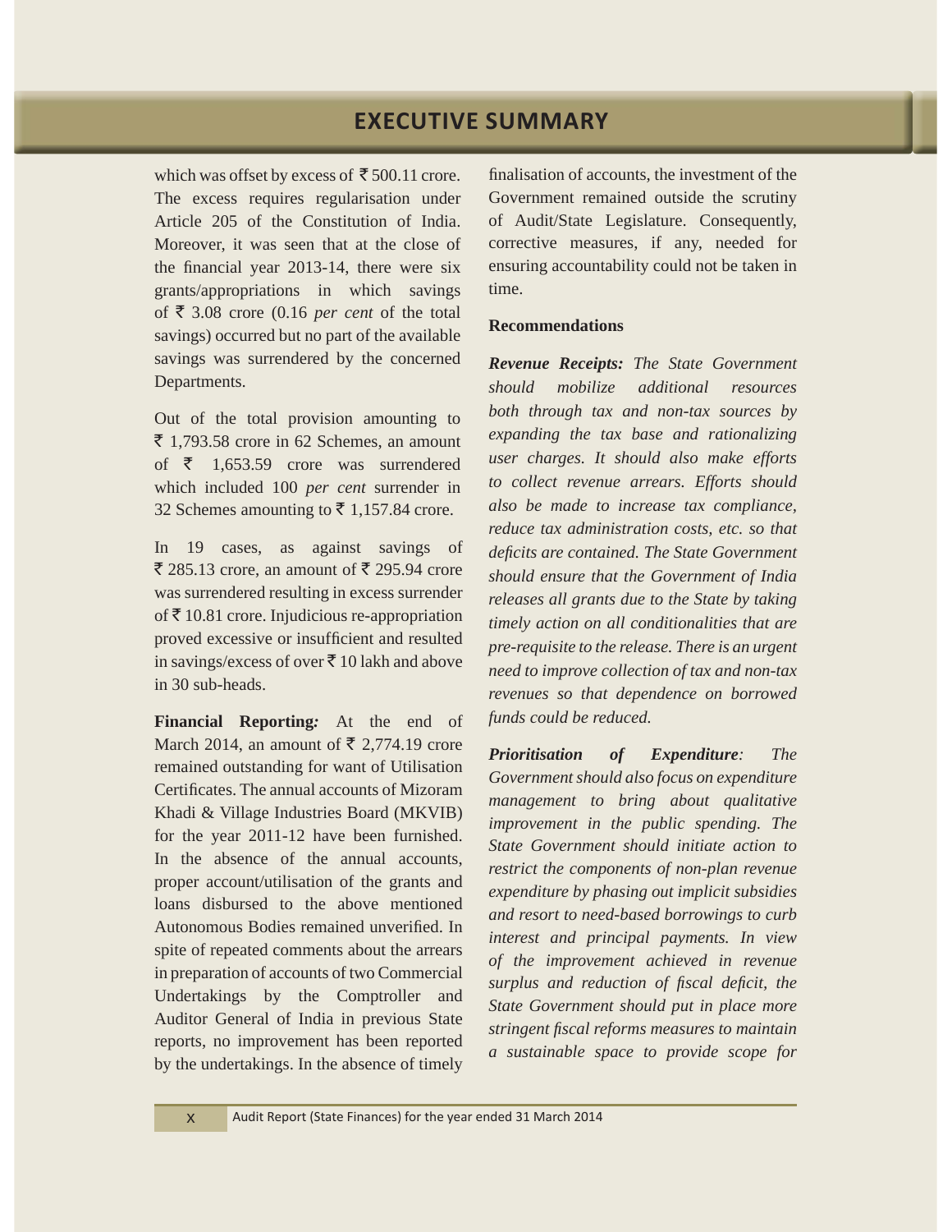which was offset by excess of ₹ 500.11 crore. The excess requires regularisation under Article 205 of the Constitution of India. Moreover, it was seen that at the close of the financial year 2013-14, there were six grants/appropriations in which savings of ₹ 3.08 crore (0.16 *per cent* of the total savings) occurred but no part of the available savings was surrendered by the concerned Departments.

Out of the total provision amounting to ₹ 1,793.58 crore in 62 Schemes, an amount of ₹ 1,653.59 crore was surrendered which included 100 *per cent* surrender in 32 Schemes amounting to ₹ 1,157.84 crore.

In 19 cases, as against savings of ₹ 285.13 crore, an amount of ₹ 295.94 crore was surrendered resulting in excess surrender of ₹ 10.81 crore. Injudicious re-appropriation proved excessive or insufficient and resulted in savings/excess of over ₹ 10 lakh and above in 30 sub-heads.

**Financial Reporting*:*** At the end of March 2014, an amount of ₹ 2,774.19 crore remained outstanding for want of Utilisation Certificates. The annual accounts of Mizoram Khadi & Village Industries Board (MKVIB) for the year 2011-12 have been furnished. In the absence of the annual accounts, proper account/utilisation of the grants and loans disbursed to the above mentioned Autonomous Bodies remained unverified. In spite of repeated comments about the arrears in preparation of accounts of two Commercial Undertakings by the Comptroller and Auditor General of India in previous State reports, no improvement has been reported by the undertakings. In the absence of timely finalisation of accounts, the investment of the Government remained outside the scrutiny of Audit/State Legislature. Consequently, corrective measures, if any, needed for ensuring accountability could not be taken in time.

**Recommendations**

***Revenue Receipts:*** *The State Government should mobilize additional resources both through tax and non-tax sources by expanding the tax base and rationalizing user charges. It should also make efforts to collect revenue arrears. Efforts should also be made to increase tax compliance, reduce tax administration costs, etc. so that deficits are contained. The State Government should ensure that the Government of India releases all grants due to the State by taking timely action on all conditionalities that are pre-requisite to the release. There is an urgent need to improve collection of tax and non-tax revenues so that dependence on borrowed funds could be reduced.*

***Prioritisation of Expenditure**: The Government should also focus on expenditure management to bring about qualitative improvement in the public spending. The State Government should initiate action to restrict the components of non-plan revenue expenditure by phasing out implicit subsidies and resort to need-based borrowings to curb interest and principal payments. In view of the improvement achieved in revenue surplus and reduction of fiscal deficit, the State Government should put in place more stringent fiscal reforms measures to maintain a sustainable space to provide scope for*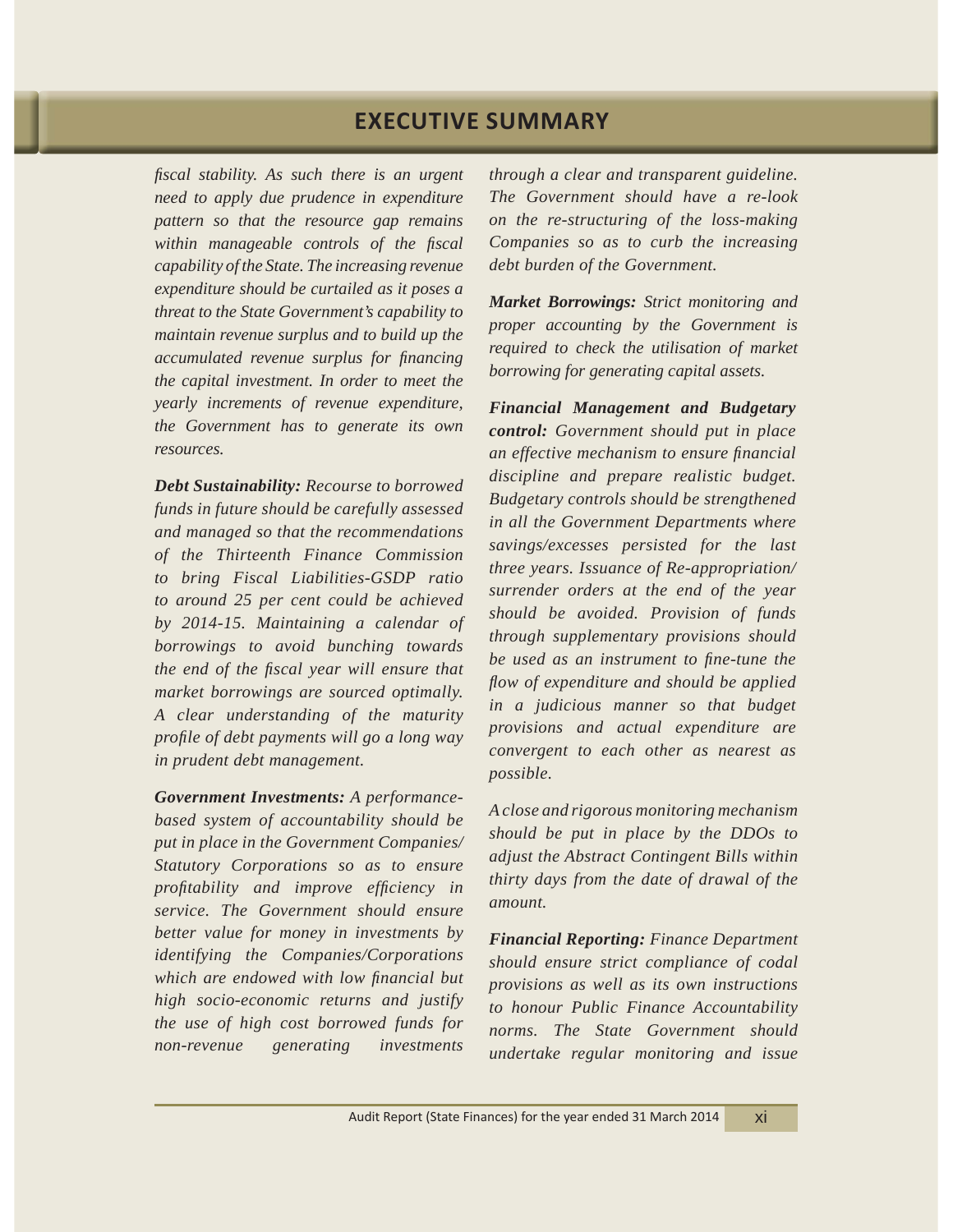# EXECUTIVE SUMMARY

*fiscal stability. As such there is an urgent need to apply due prudence in expenditure pattern so that the resource gap remains within manageable controls of the fiscal capability of the State. The increasing revenue expenditure should be curtailed as it poses a threat to the State Government's capability to maintain revenue surplus and to build up the accumulated revenue surplus for financing the capital investment. In order to meet the yearly increments of revenue expenditure, the Government has to generate its own resources.*

***Debt Sustainability:*** *Recourse to borrowed funds in future should be carefully assessed and managed so that the recommendations of the Thirteenth Finance Commission to bring Fiscal Liabilities-GSDP ratio to around 25 per cent could be achieved by 2014-15. Maintaining a calendar of borrowings to avoid bunching towards the end of the fiscal year will ensure that market borrowings are sourced optimally. A clear understanding of the maturity profile of debt payments will go a long way in prudent debt management.*

***Government Investments:*** *A performance-based system of accountability should be put in place in the Government Companies/ Statutory Corporations so as to ensure profitability and improve efficiency in service. The Government should ensure better value for money in investments by identifying the Companies/Corporations which are endowed with low financial but high socio-economic returns and justify the use of high cost borrowed funds for non-revenue generating investments through a clear and transparent guideline. The Government should have a re-look on the re-structuring of the loss-making Companies so as to curb the increasing debt burden of the Government.*

***Market Borrowings:*** *Strict monitoring and proper accounting by the Government is required to check the utilisation of market borrowing for generating capital assets.*

***Financial Management and Budgetary control:*** *Government should put in place an effective mechanism to ensure financial discipline and prepare realistic budget. Budgetary controls should be strengthened in all the Government Departments where savings/excesses persisted for the last three years. Issuance of Re-appropriation/ surrender orders at the end of the year should be avoided. Provision of funds through supplementary provisions should be used as an instrument to fine-tune the flow of expenditure and should be applied in a judicious manner so that budget provisions and actual expenditure are convergent to each other as nearest as possible.*

*A close and rigorous monitoring mechanism should be put in place by the DDOs to adjust the Abstract Contingent Bills within thirty days from the date of drawal of the amount.*

***Financial Reporting:*** *Finance Department should ensure strict compliance of codal provisions as well as its own instructions to honour Public Finance Accountability norms. The State Government should undertake regular monitoring and issue*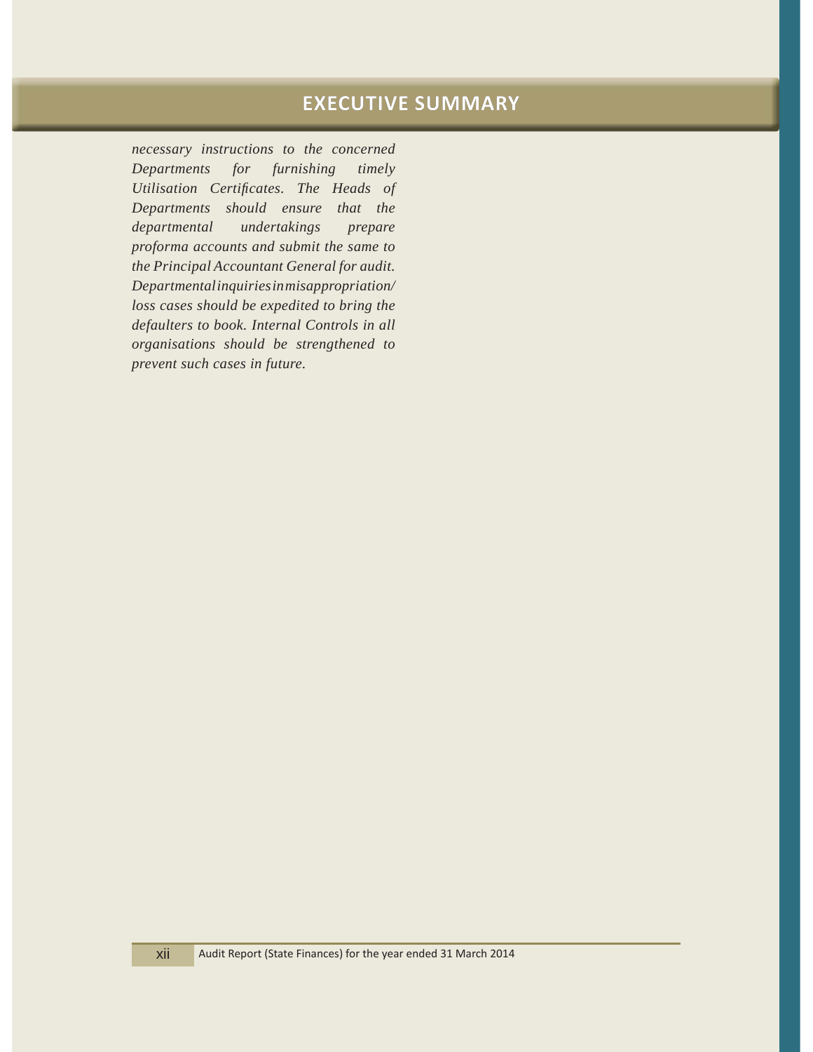*necessary instructions to the concerned Departments for furnishing timely Utilisation Certificates. The Heads of Departments should ensure that the departmental undertakings prepare proforma accounts and submit the same to the Principal Accountant General for audit. Departmental inquiries in misappropriation/ loss cases should be expedited to bring the defaulters to book. Internal Controls in all organisations should be strengthened to prevent such cases in future.*